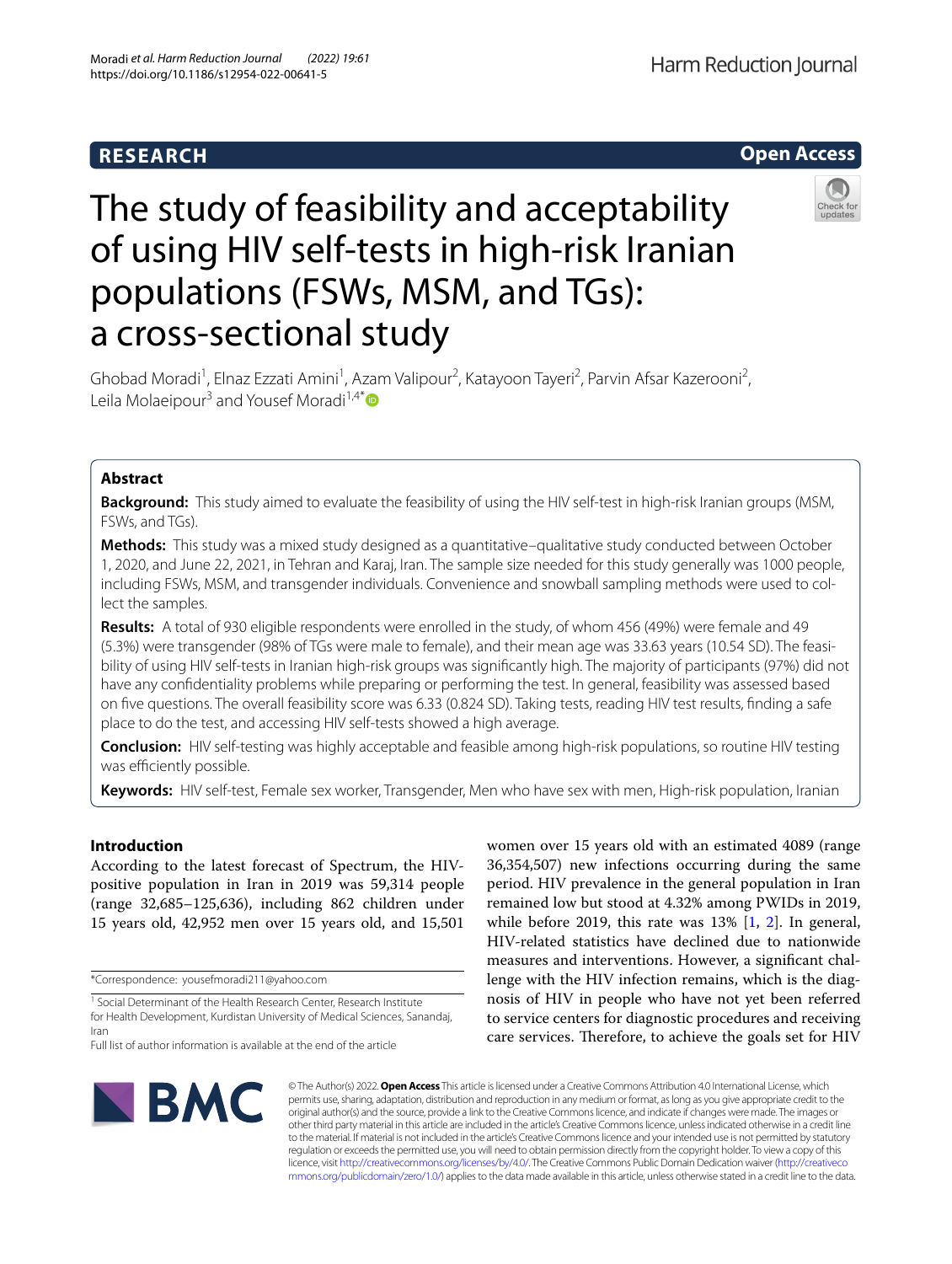RESEARCH

Open Access

# The study of feasibility and acceptability of using HIV self-tests in high-risk Iranian populations (FSWs, MSM, and TGs): a cross-sectional study

Ghobad Moradi[1], Elnaz Ezzati Amini[1], Azam Valipour[2], Katayoon Tayeri[2], Parvin Afsar Kazerooni[2], Leila Molaeipour[3] and Yousef Moradi[1,4*]

## Abstract

**Background:** This study aimed to evaluate the feasibility of using the HIV self-test in high-risk Iranian groups (MSM, FSWs, and TGs).

**Methods:** This study was a mixed study designed as a quantitative–qualitative study conducted between October 1, 2020, and June 22, 2021, in Tehran and Karaj, Iran. The sample size needed for this study generally was 1000 people, including FSWs, MSM, and transgender individuals. Convenience and snowball sampling methods were used to collect the samples.

**Results:** A total of 930 eligible respondents were enrolled in the study, of whom 456 (49%) were female and 49 (5.3%) were transgender (98% of TGs were male to female), and their mean age was 33.63 years (10.54 SD). The feasibility of using HIV self-tests in Iranian high-risk groups was significantly high. The majority of participants (97%) did not have any confidentiality problems while preparing or performing the test. In general, feasibility was assessed based on five questions. The overall feasibility score was 6.33 (0.824 SD). Taking tests, reading HIV test results, finding a safe place to do the test, and accessing HIV self-tests showed a high average.

**Conclusion:** HIV self-testing was highly acceptable and feasible among high-risk populations, so routine HIV testing was efficiently possible.

**Keywords:** HIV self-test, Female sex worker, Transgender, Men who have sex with men, High-risk population, Iranian

## Introduction

According to the latest forecast of Spectrum, the HIV-positive population in Iran in 2019 was 59,314 people (range 32,685–125,636), including 862 children under 15 years old, 42,952 men over 15 years old, and 15,501 women over 15 years old with an estimated 4089 (range 36,354,507) new infections occurring during the same period. HIV prevalence in the general population in Iran remained low but stood at 4.32% among PWIDs in 2019, while before 2019, this rate was 13% [1, 2]. In general, HIV-related statistics have declined due to nationwide measures and interventions. However, a significant challenge with the HIV infection remains, which is the diagnosis of HIV in people who have not yet been referred to service centers for diagnostic procedures and receiving care services. Therefore, to achieve the goals set for HIV

*Correspondence: yousefmoradi211@yahoo.com

[1] Social Determinant of the Health Research Center, Research Institute for Health Development, Kurdistan University of Medical Sciences, Sanandaj, Iran

Full list of author information is available at the end of the article

© The Author(s) 2022. **Open Access** This article is licensed under a Creative Commons Attribution 4.0 International License, which permits use, sharing, adaptation, distribution and reproduction in any medium or format, as long as you give appropriate credit to the original author(s) and the source, provide a link to the Creative Commons licence, and indicate if changes were made. The images or other third party material in this article are included in the article's Creative Commons licence, unless indicated otherwise in a credit line to the material. If material is not included in the article's Creative Commons licence and your intended use is not permitted by statutory regulation or exceeds the permitted use, you will need to obtain permission directly from the copyright holder. To view a copy of this licence, visit http://creativecommons.org/licenses/by/4.0/. The Creative Commons Public Domain Dedication waiver (http://creativecommons.org/publicdomain/zero/1.0/) applies to the data made available in this article, unless otherwise stated in a credit line to the data.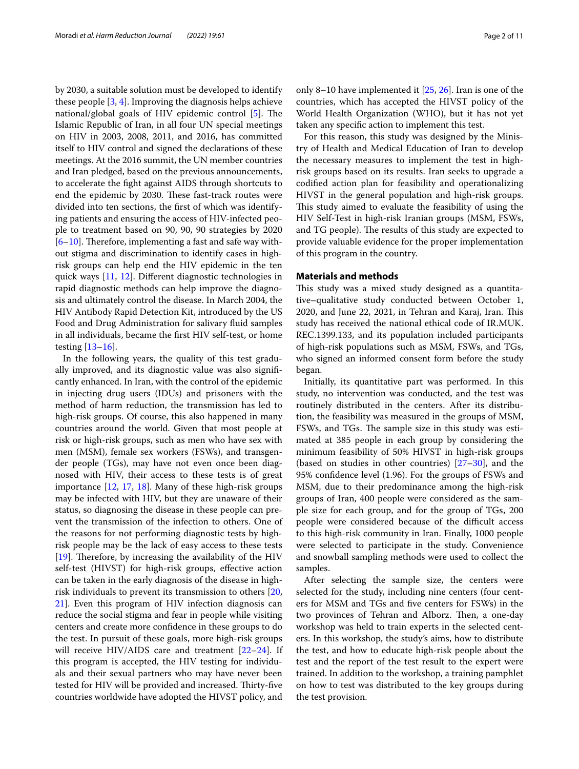by 2030, a suitable solution must be developed to identify these people [3, 4]. Improving the diagnosis helps achieve national/global goals of HIV epidemic control [5]. The Islamic Republic of Iran, in all four UN special meetings on HIV in 2003, 2008, 2011, and 2016, has committed itself to HIV control and signed the declarations of these meetings. At the 2016 summit, the UN member countries and Iran pledged, based on the previous announcements, to accelerate the fight against AIDS through shortcuts to end the epidemic by 2030. These fast-track routes were divided into ten sections, the first of which was identifying patients and ensuring the access of HIV-infected people to treatment based on 90, 90, 90 strategies by 2020 [6–10]. Therefore, implementing a fast and safe way without stigma and discrimination to identify cases in high-risk groups can help end the HIV epidemic in the ten quick ways [11, 12]. Different diagnostic technologies in rapid diagnostic methods can help improve the diagnosis and ultimately control the disease. In March 2004, the HIV Antibody Rapid Detection Kit, introduced by the US Food and Drug Administration for salivary fluid samples in all individuals, became the first HIV self-test, or home testing [13–16].

In the following years, the quality of this test gradually improved, and its diagnostic value was also significantly enhanced. In Iran, with the control of the epidemic in injecting drug users (IDUs) and prisoners with the method of harm reduction, the transmission has led to high-risk groups. Of course, this also happened in many countries around the world. Given that most people at risk or high-risk groups, such as men who have sex with men (MSM), female sex workers (FSWs), and transgender people (TGs), may have not even once been diagnosed with HIV, their access to these tests is of great importance [12, 17, 18]. Many of these high-risk groups may be infected with HIV, but they are unaware of their status, so diagnosing the disease in these people can prevent the transmission of the infection to others. One of the reasons for not performing diagnostic tests by high-risk people may be the lack of easy access to these tests [19]. Therefore, by increasing the availability of the HIV self-test (HIVST) for high-risk groups, effective action can be taken in the early diagnosis of the disease in high-risk individuals to prevent its transmission to others [20, 21]. Even this program of HIV infection diagnosis can reduce the social stigma and fear in people while visiting centers and create more confidence in these groups to do the test. In pursuit of these goals, more high-risk groups will receive HIV/AIDS care and treatment [22–24]. If this program is accepted, the HIV testing for individuals and their sexual partners who may have never been tested for HIV will be provided and increased. Thirty-five countries worldwide have adopted the HIVST policy, and only 8–10 have implemented it [25, 26]. Iran is one of the countries, which has accepted the HIVST policy of the World Health Organization (WHO), but it has not yet taken any specific action to implement this test.

For this reason, this study was designed by the Ministry of Health and Medical Education of Iran to develop the necessary measures to implement the test in high-risk groups based on its results. Iran seeks to upgrade a codified action plan for feasibility and operationalizing HIVST in the general population and high-risk groups. This study aimed to evaluate the feasibility of using the HIV Self-Test in high-risk Iranian groups (MSM, FSWs, and TG people). The results of this study are expected to provide valuable evidence for the proper implementation of this program in the country.

## Materials and methods

This study was a mixed study designed as a quantitative–qualitative study conducted between October 1, 2020, and June 22, 2021, in Tehran and Karaj, Iran. This study has received the national ethical code of IR.MUK.REC.1399.133, and its population included participants of high-risk populations such as MSM, FSWs, and TGs, who signed an informed consent form before the study began.

Initially, its quantitative part was performed. In this study, no intervention was conducted, and the test was routinely distributed in the centers. After its distribution, the feasibility was measured in the groups of MSM, FSWs, and TGs. The sample size in this study was estimated at 385 people in each group by considering the minimum feasibility of 50% HIVST in high-risk groups (based on studies in other countries) [27–30], and the 95% confidence level (1.96). For the groups of FSWs and MSM, due to their predominance among the high-risk groups of Iran, 400 people were considered as the sample size for each group, and for the group of TGs, 200 people were considered because of the difficult access to this high-risk community in Iran. Finally, 1000 people were selected to participate in the study. Convenience and snowball sampling methods were used to collect the samples.

After selecting the sample size, the centers were selected for the study, including nine centers (four centers for MSM and TGs and five centers for FSWs) in the two provinces of Tehran and Alborz. Then, a one-day workshop was held to train experts in the selected centers. In this workshop, the study's aims, how to distribute the test, and how to educate high-risk people about the test and the report of the test result to the expert were trained. In addition to the workshop, a training pamphlet on how to test was distributed to the key groups during the test provision.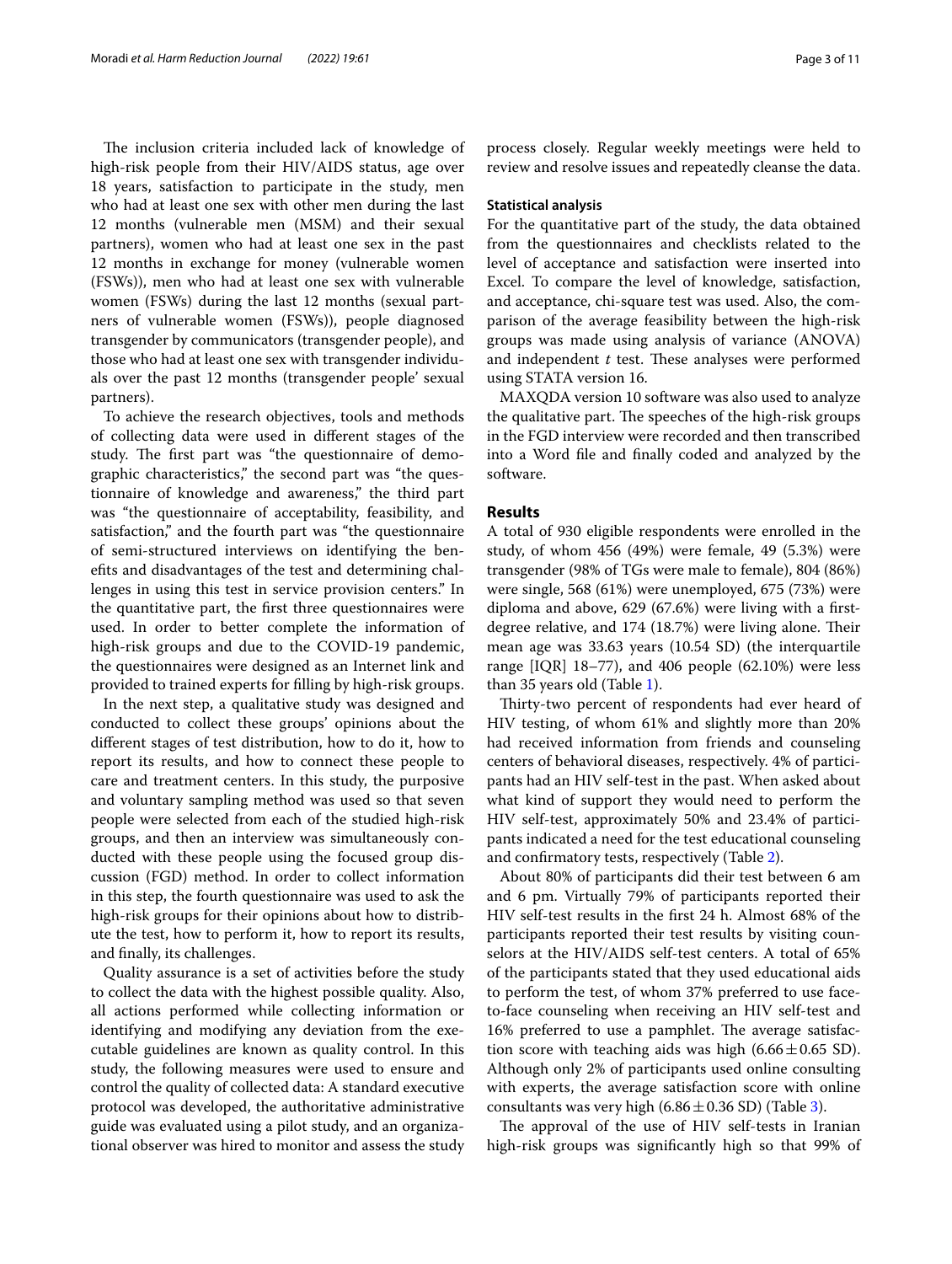The inclusion criteria included lack of knowledge of high-risk people from their HIV/AIDS status, age over 18 years, satisfaction to participate in the study, men who had at least one sex with other men during the last 12 months (vulnerable men (MSM) and their sexual partners), women who had at least one sex in the past 12 months in exchange for money (vulnerable women (FSWs)), men who had at least one sex with vulnerable women (FSWs) during the last 12 months (sexual partners of vulnerable women (FSWs)), people diagnosed transgender by communicators (transgender people), and those who had at least one sex with transgender individuals over the past 12 months (transgender people' sexual partners).

To achieve the research objectives, tools and methods of collecting data were used in different stages of the study. The first part was "the questionnaire of demographic characteristics," the second part was "the questionnaire of knowledge and awareness," the third part was "the questionnaire of acceptability, feasibility, and satisfaction," and the fourth part was "the questionnaire of semi-structured interviews on identifying the benefits and disadvantages of the test and determining challenges in using this test in service provision centers." In the quantitative part, the first three questionnaires were used. In order to better complete the information of high-risk groups and due to the COVID-19 pandemic, the questionnaires were designed as an Internet link and provided to trained experts for filling by high-risk groups.

In the next step, a qualitative study was designed and conducted to collect these groups' opinions about the different stages of test distribution, how to do it, how to report its results, and how to connect these people to care and treatment centers. In this study, the purposive and voluntary sampling method was used so that seven people were selected from each of the studied high-risk groups, and then an interview was simultaneously conducted with these people using the focused group discussion (FGD) method. In order to collect information in this step, the fourth questionnaire was used to ask the high-risk groups for their opinions about how to distribute the test, how to perform it, how to report its results, and finally, its challenges.

Quality assurance is a set of activities before the study to collect the data with the highest possible quality. Also, all actions performed while collecting information or identifying and modifying any deviation from the executable guidelines are known as quality control. In this study, the following measures were used to ensure and control the quality of collected data: A standard executive protocol was developed, the authoritative administrative guide was evaluated using a pilot study, and an organizational observer was hired to monitor and assess the study process closely. Regular weekly meetings were held to review and resolve issues and repeatedly cleanse the data.

### Statistical analysis

For the quantitative part of the study, the data obtained from the questionnaires and checklists related to the level of acceptance and satisfaction were inserted into Excel. To compare the level of knowledge, satisfaction, and acceptance, chi-square test was used. Also, the comparison of the average feasibility between the high-risk groups was made using analysis of variance (ANOVA) and independent *t* test. These analyses were performed using STATA version 16.

MAXQDA version 10 software was also used to analyze the qualitative part. The speeches of the high-risk groups in the FGD interview were recorded and then transcribed into a Word file and finally coded and analyzed by the software.

## Results

A total of 930 eligible respondents were enrolled in the study, of whom 456 (49%) were female, 49 (5.3%) were transgender (98% of TGs were male to female), 804 (86%) were single, 568 (61%) were unemployed, 675 (73%) were diploma and above, 629 (67.6%) were living with a first-degree relative, and 174 (18.7%) were living alone. Their mean age was 33.63 years (10.54 SD) (the interquartile range [IQR] 18–77), and 406 people (62.10%) were less than 35 years old (Table 1).

Thirty-two percent of respondents had ever heard of HIV testing, of whom 61% and slightly more than 20% had received information from friends and counseling centers of behavioral diseases, respectively. 4% of participants had an HIV self-test in the past. When asked about what kind of support they would need to perform the HIV self-test, approximately 50% and 23.4% of participants indicated a need for the test educational counseling and confirmatory tests, respectively (Table 2).

About 80% of participants did their test between 6 am and 6 pm. Virtually 79% of participants reported their HIV self-test results in the first 24 h. Almost 68% of the participants reported their test results by visiting counselors at the HIV/AIDS self-test centers. A total of 65% of the participants stated that they used educational aids to perform the test, of whom 37% preferred to use face-to-face counseling when receiving an HIV self-test and 16% preferred to use a pamphlet. The average satisfaction score with teaching aids was high ($6.66 \pm 0.65$ SD). Although only 2% of participants used online consulting with experts, the average satisfaction score with online consultants was very high ($6.86 \pm 0.36$ SD) (Table 3).

The approval of the use of HIV self-tests in Iranian high-risk groups was significantly high so that 99% of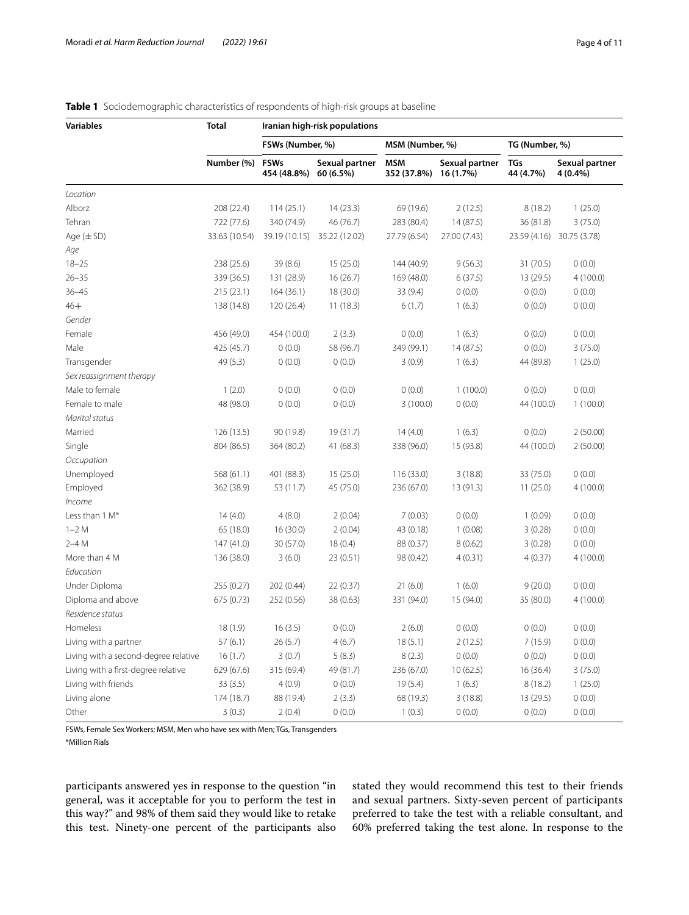**Table 1** Sociodemographic characteristics of respondents of high-risk groups at baseline

| Variables | Total | Iranian high-risk populations | | | | | |
|---|---|---|---|---|---|---|---|
| | | FSWs (Number, %) | | MSM (Number, %) | | TG (Number, %) | |
| | Number (%) | FSWs 454 (48.8%) | Sexual partner 60 (6.5%) | MSM 352 (37.8%) | Sexual partner 16 (1.7%) | TGs 44 (4.7%) | Sexual partner 4 (0.4%) |
| *Location* | | | | | | | |
| Alborz | 208 (22.4) | 114 (25.1) | 14 (23.3) | 69 (19.6) | 2 (12.5) | 8 (18.2) | 1 (25.0) |
| Tehran | 722 (77.6) | 340 (74.9) | 46 (76.7) | 283 (80.4) | 14 (87.5) | 36 (81.8) | 3 (75.0) |
| Age (± SD) | 33.63 (10.54) | 39.19 (10.15) | 35.22 (12.02) | 27.79 (6.54) | 27.00 (7.43) | 23.59 (4.16) | 30.75 (3.78) |
| *Age* | | | | | | | |
| 18–25 | 238 (25.6) | 39 (8.6) | 15 (25.0) | 144 (40.9) | 9 (56.3) | 31 (70.5) | 0 (0.0) |
| 26–35 | 339 (36.5) | 131 (28.9) | 16 (26.7) | 169 (48.0) | 6 (37.5) | 13 (29.5) | 4 (100.0) |
| 36–45 | 215 (23.1) | 164 (36.1) | 18 (30.0) | 33 (9.4) | 0 (0.0) | 0 (0.0) | 0 (0.0) |
| 46+ | 138 (14.8) | 120 (26.4) | 11 (18.3) | 6 (1.7) | 1 (6.3) | 0 (0.0) | 0 (0.0) |
| *Gender* | | | | | | | |
| Female | 456 (49.0) | 454 (100.0) | 2 (3.3) | 0 (0.0) | 1 (6.3) | 0 (0.0) | 0 (0.0) |
| Male | 425 (45.7) | 0 (0.0) | 58 (96.7) | 349 (99.1) | 14 (87.5) | 0 (0.0) | 3 (75.0) |
| Transgender | 49 (5.3) | 0 (0.0) | 0 (0.0) | 3 (0.9) | 1 (6.3) | 44 (89.8) | 1 (25.0) |
| *Sex reassignment therapy* | | | | | | | |
| Male to female | 1 (2.0) | 0 (0.0) | 0 (0.0) | 0 (0.0) | 1 (100.0) | 0 (0.0) | 0 (0.0) |
| Female to male | 48 (98.0) | 0 (0.0) | 0 (0.0) | 3 (100.0) | 0 (0.0) | 44 (100.0) | 1 (100.0) |
| *Marital status* | | | | | | | |
| Married | 126 (13.5) | 90 (19.8) | 19 (31.7) | 14 (4.0) | 1 (6.3) | 0 (0.0) | 2 (50.00) |
| Single | 804 (86.5) | 364 (80.2) | 41 (68.3) | 338 (96.0) | 15 (93.8) | 44 (100.0) | 2 (50.00) |
| *Occupation* | | | | | | | |
| Unemployed | 568 (61.1) | 401 (88.3) | 15 (25.0) | 116 (33.0) | 3 (18.8) | 33 (75.0) | 0 (0.0) |
| Employed | 362 (38.9) | 53 (11.7) | 45 (75.0) | 236 (67.0) | 13 (91.3) | 11 (25.0) | 4 (100.0) |
| *Income* | | | | | | | |
| Less than 1 M* | 14 (4.0) | 4 (8.0) | 2 (0.04) | 7 (0.03) | 0 (0.0) | 1 (0.09) | 0 (0.0) |
| 1–2 M | 65 (18.0) | 16 (30.0) | 2 (0.04) | 43 (0.18) | 1 (0.08) | 3 (0.28) | 0 (0.0) |
| 2–4 M | 147 (41.0) | 30 (57.0) | 18 (0.4) | 88 (0.37) | 8 (0.62) | 3 (0.28) | 0 (0.0) |
| More than 4 M | 136 (38.0) | 3 (6.0) | 23 (0.51) | 98 (0.42) | 4 (0.31) | 4 (0.37) | 4 (100.0) |
| *Education* | | | | | | | |
| Under Diploma | 255 (0.27) | 202 (0.44) | 22 (0.37) | 21 (6.0) | 1 (6.0) | 9 (20.0) | 0 (0.0) |
| Diploma and above | 675 (0.73) | 252 (0.56) | 38 (0.63) | 331 (94.0) | 15 (94.0) | 35 (80.0) | 4 (100.0) |
| *Residence status* | | | | | | | |
| Homeless | 18 (1.9) | 16 (3.5) | 0 (0.0) | 2 (6.0) | 0 (0.0) | 0 (0.0) | 0 (0.0) |
| Living with a partner | 57 (6.1) | 26 (5.7) | 4 (6.7) | 18 (5.1) | 2 (12.5) | 7 (15.9) | 0 (0.0) |
| Living with a second-degree relative | 16 (1.7) | 3 (0.7) | 5 (8.3) | 8 (2.3) | 0 (0.0) | 0 (0.0) | 0 (0.0) |
| Living with a first-degree relative | 629 (67.6) | 315 (69.4) | 49 (81.7) | 236 (67.0) | 10 (62.5) | 16 (36.4) | 3 (75.0) |
| Living with friends | 33 (3.5) | 4 (0.9) | 0 (0.0) | 19 (5.4) | 1 (6.3) | 8 (18.2) | 1 (25.0) |
| Living alone | 174 (18.7) | 88 (19.4) | 2 (3.3) | 68 (19.3) | 3 (18.8) | 13 (29.5) | 0 (0.0) |
| Other | 3 (0.3) | 2 (0.4) | 0 (0.0) | 1 (0.3) | 0 (0.0) | 0 (0.0) | 0 (0.0) |

FSWs, Female Sex Workers; MSM, Men who have sex with Men; TGs, Transgenders

*Million Rials

participants answered yes in response to the question "in general, was it acceptable for you to perform the test in this way?" and 98% of them said they would like to retake this test. Ninety-one percent of the participants also stated they would recommend this test to their friends and sexual partners. Sixty-seven percent of participants preferred to take the test with a reliable consultant, and 60% preferred taking the test alone. In response to the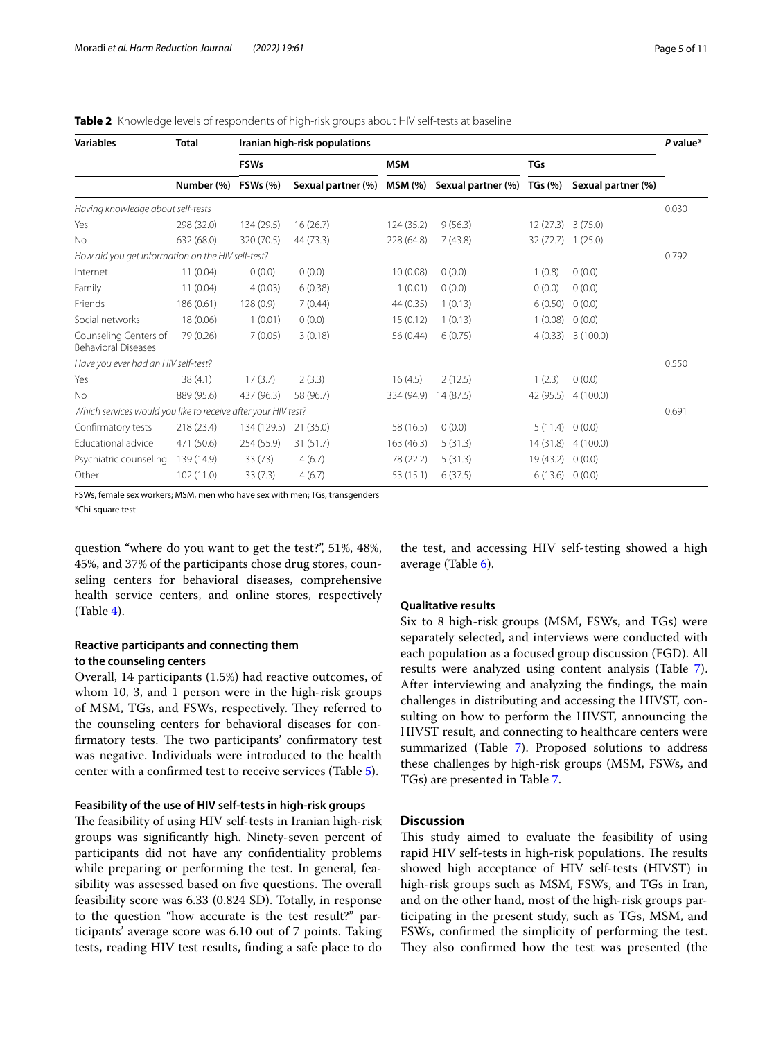**Table 2** Knowledge levels of respondents of high-risk groups about HIV self-tests at baseline

| Variables | Total | Iranian high-risk populations | | | | | | P value* |
|---|---|---|---|---|---|---|---|---|
| | | FSWs | | MSM | | TGs | | |
| | Number (%) | FSWs (%) | Sexual partner (%) | MSM (%) | Sexual partner (%) | TGs (%) | Sexual partner (%) | |
| *Having knowledge about self-tests* | | | | | | | | 0.030 |
| Yes | 298 (32.0) | 134 (29.5) | 16 (26.7) | 124 (35.2) | 9 (56.3) | 12 (27.3) | 3 (75.0) | |
| No | 632 (68.0) | 320 (70.5) | 44 (73.3) | 228 (64.8) | 7 (43.8) | 32 (72.7) | 1 (25.0) | |
| *How did you get information on the HIV self-test?* | | | | | | | | 0.792 |
| Internet | 11 (0.04) | 0 (0.0) | 0 (0.0) | 10 (0.08) | 0 (0.0) | 1 (0.8) | 0 (0.0) | |
| Family | 11 (0.04) | 4 (0.03) | 6 (0.38) | 1 (0.01) | 0 (0.0) | 0 (0.0) | 0 (0.0) | |
| Friends | 186 (0.61) | 128 (0.9) | 7 (0.44) | 44 (0.35) | 1 (0.13) | 6 (0.50) | 0 (0.0) | |
| Social networks | 18 (0.06) | 1 (0.01) | 0 (0.0) | 15 (0.12) | 1 (0.13) | 1 (0.08) | 0 (0.0) | |
| Counseling Centers of Behavioral Diseases | 79 (0.26) | 7 (0.05) | 3 (0.18) | 56 (0.44) | 6 (0.75) | 4 (0.33) | 3 (100.0) | |
| *Have you ever had an HIV self-test?* | | | | | | | | 0.550 |
| Yes | 38 (4.1) | 17 (3.7) | 2 (3.3) | 16 (4.5) | 2 (12.5) | 1 (2.3) | 0 (0.0) | |
| No | 889 (95.6) | 437 (96.3) | 58 (96.7) | 334 (94.9) | 14 (87.5) | 42 (95.5) | 4 (100.0) | |
| *Which services would you like to receive after your HIV test?* | | | | | | | | 0.691 |
| Confirmatory tests | 218 (23.4) | 134 (129.5) | 21 (35.0) | 58 (16.5) | 0 (0.0) | 5 (11.4) | 0 (0.0) | |
| Educational advice | 471 (50.6) | 254 (55.9) | 31 (51.7) | 163 (46.3) | 5 (31.3) | 14 (31.8) | 4 (100.0) | |
| Psychiatric counseling | 139 (14.9) | 33 (73) | 4 (6.7) | 78 (22.2) | 5 (31.3) | 19 (43.2) | 0 (0.0) | |
| Other | 102 (11.0) | 33 (7.3) | 4 (6.7) | 53 (15.1) | 6 (37.5) | 6 (13.6) | 0 (0.0) | |

FSWs, female sex workers; MSM, men who have sex with men; TGs, transgenders

*Chi-square test

question "where do you want to get the test?", 51%, 48%, 45%, and 37% of the participants chose drug stores, counseling centers for behavioral diseases, comprehensive health service centers, and online stores, respectively (Table 4).

### Reactive participants and connecting them to the counseling centers

Overall, 14 participants (1.5%) had reactive outcomes, of whom 10, 3, and 1 person were in the high-risk groups of MSM, TGs, and FSWs, respectively. They referred to the counseling centers for behavioral diseases for confirmatory tests. The two participants' confirmatory test was negative. Individuals were introduced to the health center with a confirmed test to receive services (Table 5).

### Feasibility of the use of HIV self-tests in high-risk groups

The feasibility of using HIV self-tests in Iranian high-risk groups was significantly high. Ninety-seven percent of participants did not have any confidentiality problems while preparing or performing the test. In general, feasibility was assessed based on five questions. The overall feasibility score was 6.33 (0.824 SD). Totally, in response to the question "how accurate is the test result?" participants' average score was 6.10 out of 7 points. Taking tests, reading HIV test results, finding a safe place to do the test, and accessing HIV self-testing showed a high average (Table 6).

### Qualitative results

Six to 8 high-risk groups (MSM, FSWs, and TGs) were separately selected, and interviews were conducted with each population as a focused group discussion (FGD). All results were analyzed using content analysis (Table 7). After interviewing and analyzing the findings, the main challenges in distributing and accessing the HIVST, consulting on how to perform the HIVST, announcing the HIVST result, and connecting to healthcare centers were summarized (Table 7). Proposed solutions to address these challenges by high-risk groups (MSM, FSWs, and TGs) are presented in Table 7.

## Discussion

This study aimed to evaluate the feasibility of using rapid HIV self-tests in high-risk populations. The results showed high acceptance of HIV self-tests (HIVST) in high-risk groups such as MSM, FSWs, and TGs in Iran, and on the other hand, most of the high-risk groups participating in the present study, such as TGs, MSM, and FSWs, confirmed the simplicity of performing the test. They also confirmed how the test was presented (the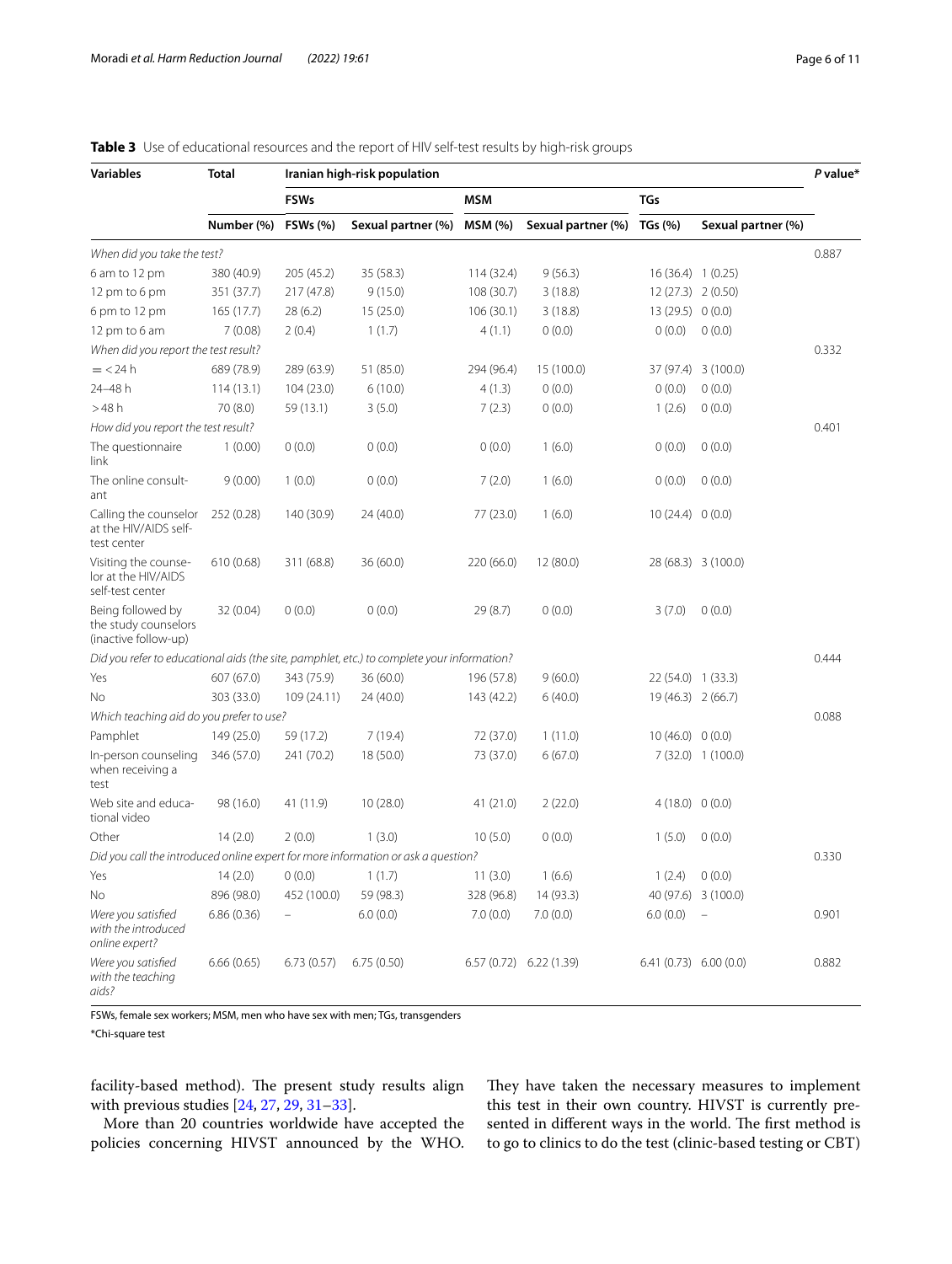**Table 3** Use of educational resources and the report of HIV self-test results by high-risk groups

| Variables | Total | Iranian high-risk population | | | | | | P value* |
|---|---|---|---|---|---|---|---|---|
| | | FSWs | | MSM | | TGs | | |
| | Number (%) | FSWs (%) | Sexual partner (%) | MSM (%) | Sexual partner (%) | TGs (%) | Sexual partner (%) | |
| *When did you take the test?* | | | | | | | | 0.887 |
| 6 am to 12 pm | 380 (40.9) | 205 (45.2) | 35 (58.3) | 114 (32.4) | 9 (56.3) | 16 (36.4) | 1 (0.25) | |
| 12 pm to 6 pm | 351 (37.7) | 217 (47.8) | 9 (15.0) | 108 (30.7) | 3 (18.8) | 12 (27.3) | 2 (0.50) | |
| 6 pm to 12 pm | 165 (17.7) | 28 (6.2) | 15 (25.0) | 106 (30.1) | 3 (18.8) | 13 (29.5) | 0 (0.0) | |
| 12 pm to 6 am | 7 (0.08) | 2 (0.4) | 1 (1.7) | 4 (1.1) | 0 (0.0) | 0 (0.0) | 0 (0.0) | |
| *When did you report the test result?* | | | | | | | | 0.332 |
| = < 24 h | 689 (78.9) | 289 (63.9) | 51 (85.0) | 294 (96.4) | 15 (100.0) | 37 (97.4) | 3 (100.0) | |
| 24–48 h | 114 (13.1) | 104 (23.0) | 6 (10.0) | 4 (1.3) | 0 (0.0) | 0 (0.0) | 0 (0.0) | |
| > 48 h | 70 (8.0) | 59 (13.1) | 3 (5.0) | 7 (2.3) | 0 (0.0) | 1 (2.6) | 0 (0.0) | |
| *How did you report the test result?* | | | | | | | | 0.401 |
| The questionnaire link | 1 (0.00) | 0 (0.0) | 0 (0.0) | 0 (0.0) | 1 (6.0) | 0 (0.0) | 0 (0.0) | |
| The online consultant | 9 (0.00) | 1 (0.0) | 0 (0.0) | 7 (2.0) | 1 (6.0) | 0 (0.0) | 0 (0.0) | |
| Calling the counselor at the HIV/AIDS self-test center | 252 (0.28) | 140 (30.9) | 24 (40.0) | 77 (23.0) | 1 (6.0) | 10 (24.4) | 0 (0.0) | |
| Visiting the counselor at the HIV/AIDS self-test center | 610 (0.68) | 311 (68.8) | 36 (60.0) | 220 (66.0) | 12 (80.0) | 28 (68.3) | 3 (100.0) | |
| Being followed by the study counselors (inactive follow-up) | 32 (0.04) | 0 (0.0) | 0 (0.0) | 29 (8.7) | 0 (0.0) | 3 (7.0) | 0 (0.0) | |
| *Did you refer to educational aids (the site, pamphlet, etc.) to complete your information?* | | | | | | | | 0.444 |
| Yes | 607 (67.0) | 343 (75.9) | 36 (60.0) | 196 (57.8) | 9 (60.0) | 22 (54.0) | 1 (33.3) | |
| No | 303 (33.0) | 109 (24.11) | 24 (40.0) | 143 (42.2) | 6 (40.0) | 19 (46.3) | 2 (66.7) | |
| *Which teaching aid do you prefer to use?* | | | | | | | | 0.088 |
| Pamphlet | 149 (25.0) | 59 (17.2) | 7 (19.4) | 72 (37.0) | 1 (11.0) | 10 (46.0) | 0 (0.0) | |
| In-person counseling when receiving a test | 346 (57.0) | 241 (70.2) | 18 (50.0) | 73 (37.0) | 6 (67.0) | 7 (32.0) | 1 (100.0) | |
| Web site and educational video | 98 (16.0) | 41 (11.9) | 10 (28.0) | 41 (21.0) | 2 (22.0) | 4 (18.0) | 0 (0.0) | |
| Other | 14 (2.0) | 2 (0.0) | 1 (3.0) | 10 (5.0) | 0 (0.0) | 1 (5.0) | 0 (0.0) | |
| *Did you call the introduced online expert for more information or ask a question?* | | | | | | | | 0.330 |
| Yes | 14 (2.0) | 0 (0.0) | 1 (1.7) | 11 (3.0) | 1 (6.6) | 1 (2.4) | 0 (0.0) | |
| No | 896 (98.0) | 452 (100.0) | 59 (98.3) | 328 (96.8) | 14 (93.3) | 40 (97.6) | 3 (100.0) | |
| *Were you satisfied with the introduced online expert?* | 6.86 (0.36) | – | 6.0 (0.0) | 7.0 (0.0) | 7.0 (0.0) | 6.0 (0.0) | – | 0.901 |
| *Were you satisfied with the teaching aids?* | 6.66 (0.65) | 6.73 (0.57) | 6.75 (0.50) | 6.57 (0.72) | 6.22 (1.39) | 6.41 (0.73) | 6.00 (0.0) | 0.882 |

FSWs, female sex workers; MSM, men who have sex with men; TGs, transgenders

*Chi-square test

facility-based method). The present study results align with previous studies [24, 27, 29, 31–33].

More than 20 countries worldwide have accepted the policies concerning HIVST announced by the WHO. They have taken the necessary measures to implement this test in their own country. HIVST is currently presented in different ways in the world. The first method is to go to clinics to do the test (clinic-based testing or CBT)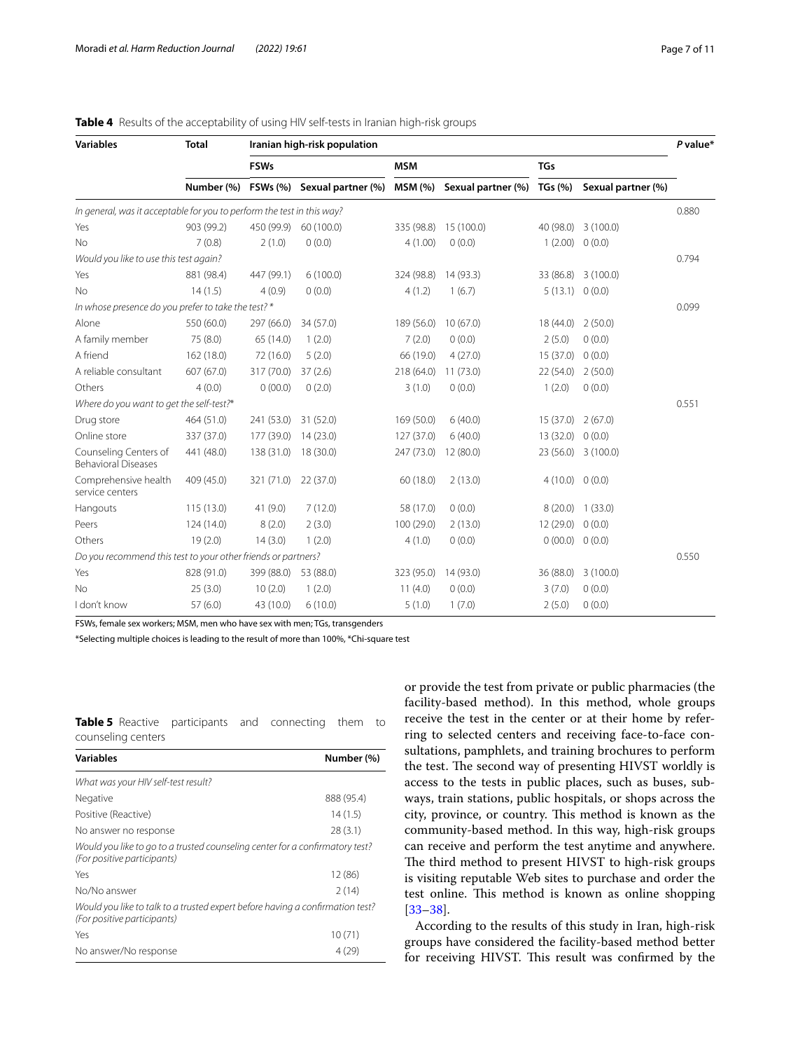**Table 4** Results of the acceptability of using HIV self-tests in Iranian high-risk groups

| Variables | Total | Iranian high-risk population | | | | | | P value* |
|---|---|---|---|---|---|---|---|---|
| | | FSWs | | MSM | | TGs | | |
| | Number (%) | FSWs (%) | Sexual partner (%) | MSM (%) | Sexual partner (%) | TGs (%) | Sexual partner (%) | |
| *In general, was it acceptable for you to perform the test in this way?* | | | | | | | | 0.880 |
| Yes | 903 (99.2) | 450 (99.9) | 60 (100.0) | 335 (98.8) | 15 (100.0) | 40 (98.0) | 3 (100.0) | |
| No | 7 (0.8) | 2 (1.0) | 0 (0.0) | 4 (1.00) | 0 (0.0) | 1 (2.00) | 0 (0.0) | |
| *Would you like to use this test again?* | | | | | | | | 0.794 |
| Yes | 881 (98.4) | 447 (99.1) | 6 (100.0) | 324 (98.8) | 14 (93.3) | 33 (86.8) | 3 (100.0) | |
| No | 14 (1.5) | 4 (0.9) | 0 (0.0) | 4 (1.2) | 1 (6.7) | 5 (13.1) | 0 (0.0) | |
| *In whose presence do you prefer to take the test?\** | | | | | | | | 0.099 |
| Alone | 550 (60.0) | 297 (66.0) | 34 (57.0) | 189 (56.0) | 10 (67.0) | 18 (44.0) | 2 (50.0) | |
| A family member | 75 (8.0) | 65 (14.0) | 1 (2.0) | 7 (2.0) | 0 (0.0) | 2 (5.0) | 0 (0.0) | |
| A friend | 162 (18.0) | 72 (16.0) | 5 (2.0) | 66 (19.0) | 4 (27.0) | 15 (37.0) | 0 (0.0) | |
| A reliable consultant | 607 (67.0) | 317 (70.0) | 37 (2.6) | 218 (64.0) | 11 (73.0) | 22 (54.0) | 2 (50.0) | |
| Others | 4 (0.0) | 0 (00.0) | 0 (2.0) | 3 (1.0) | 0 (0.0) | 1 (2.0) | 0 (0.0) | |
| *Where do you want to get the self-test?\** | | | | | | | | 0.551 |
| Drug store | 464 (51.0) | 241 (53.0) | 31 (52.0) | 169 (50.0) | 6 (40.0) | 15 (37.0) | 2 (67.0) | |
| Online store | 337 (37.0) | 177 (39.0) | 14 (23.0) | 127 (37.0) | 6 (40.0) | 13 (32.0) | 0 (0.0) | |
| Counseling Centers of Behavioral Diseases | 441 (48.0) | 138 (31.0) | 18 (30.0) | 247 (73.0) | 12 (80.0) | 23 (56.0) | 3 (100.0) | |
| Comprehensive health service centers | 409 (45.0) | 321 (71.0) | 22 (37.0) | 60 (18.0) | 2 (13.0) | 4 (10.0) | 0 (0.0) | |
| Hangouts | 115 (13.0) | 41 (9.0) | 7 (12.0) | 58 (17.0) | 0 (0.0) | 8 (20.0) | 1 (33.0) | |
| Peers | 124 (14.0) | 8 (2.0) | 2 (3.0) | 100 (29.0) | 2 (13.0) | 12 (29.0) | 0 (0.0) | |
| Others | 19 (2.0) | 14 (3.0) | 1 (2.0) | 4 (1.0) | 0 (0.0) | 0 (00.0) | 0 (0.0) | |
| *Do you recommend this test to your other friends or partners?* | | | | | | | | 0.550 |
| Yes | 828 (91.0) | 399 (88.0) | 53 (88.0) | 323 (95.0) | 14 (93.0) | 36 (88.0) | 3 (100.0) | |
| No | 25 (3.0) | 10 (2.0) | 1 (2.0) | 11 (4.0) | 0 (0.0) | 3 (7.0) | 0 (0.0) | |
| I don't know | 57 (6.0) | 43 (10.0) | 6 (10.0) | 5 (1.0) | 1 (7.0) | 2 (5.0) | 0 (0.0) | |

FSWs, female sex workers; MSM, men who have sex with men; TGs, transgenders

*Selecting multiple choices is leading to the result of more than 100%, *Chi-square test

**Table 5** Reactive participants and connecting them to counseling centers

| Variables | Number (%) |
|---|---|
| *What was your HIV self-test result?* | |
| Negative | 888 (95.4) |
| Positive (Reactive) | 14 (1.5) |
| No answer no response | 28 (3.1) |
| *Would you like to go to a trusted counseling center for a confirmatory test? (For positive participants)* | |
| Yes | 12 (86) |
| No/No answer | 2 (14) |
| *Would you like to talk to a trusted expert before having a confirmation test? (For positive participants)* | |
| Yes | 10 (71) |
| No answer/No response | 4 (29) |

or provide the test from private or public pharmacies (the facility-based method). In this method, whole groups receive the test in the center or at their home by referring to selected centers and receiving face-to-face consultations, pamphlets, and training brochures to perform the test. The second way of presenting HIVST worldly is access to the tests in public places, such as buses, subways, train stations, public hospitals, or shops across the city, province, or country. This method is known as the community-based method. In this way, high-risk groups can receive and perform the test anytime and anywhere. The third method to present HIVST to high-risk groups is visiting reputable Web sites to purchase and order the test online. This method is known as online shopping [33–38].

According to the results of this study in Iran, high-risk groups have considered the facility-based method better for receiving HIVST. This result was confirmed by the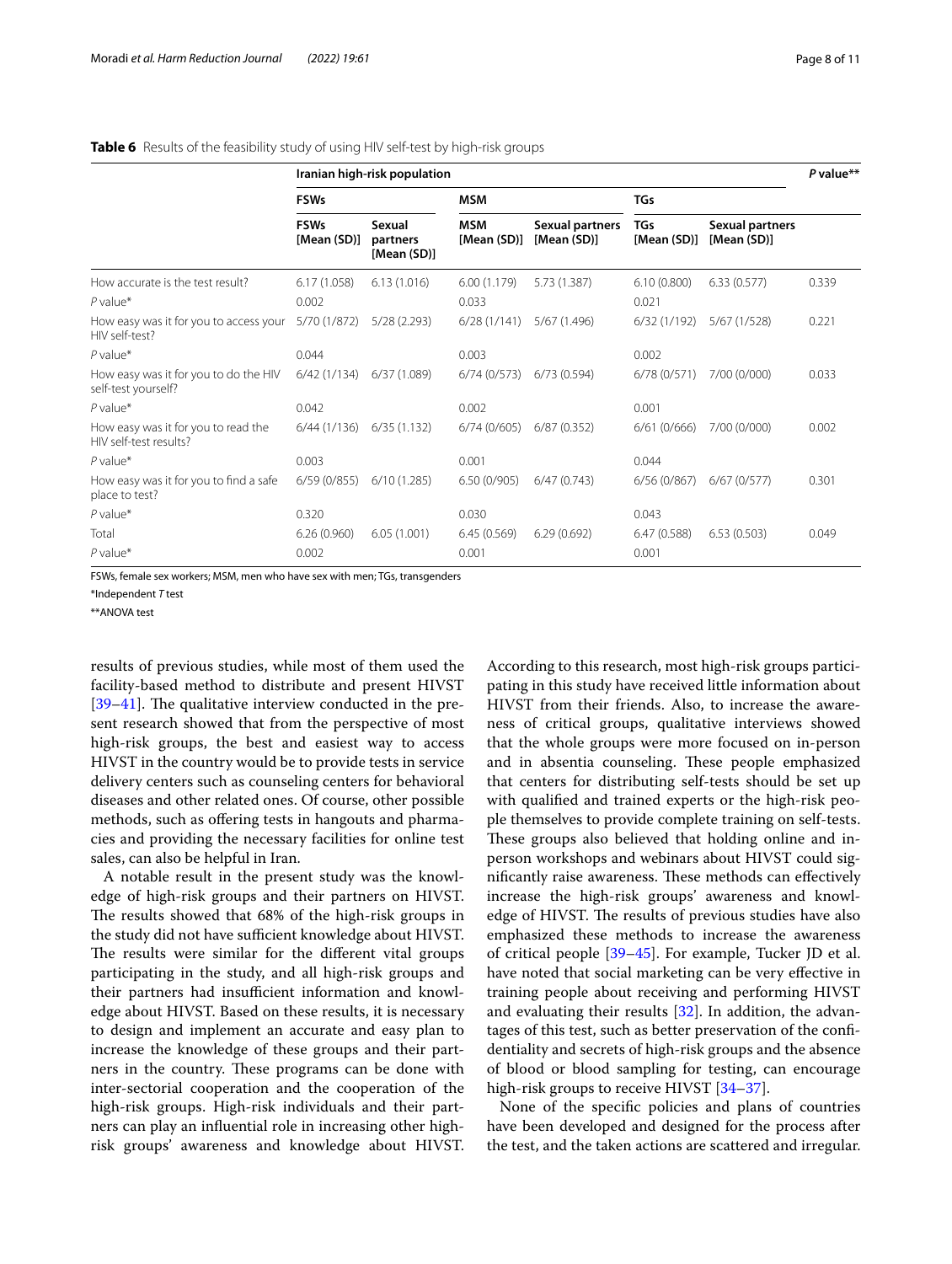**Table 6** Results of the feasibility study of using HIV self-test by high-risk groups

| | Iranian high-risk population | | | | | | P value** |
|---|---|---|---|---|---|---|---|
| | FSWs | | MSM | | TGs | | |
| | FSWs [Mean (SD)] | Sexual partners [Mean (SD)] | MSM [Mean (SD)] | Sexual partners [Mean (SD)] | TGs [Mean (SD)] | Sexual partners [Mean (SD)] | |
| How accurate is the test result? | 6.17 (1.058) | 6.13 (1.016) | 6.00 (1.179) | 5.73 (1.387) | 6.10 (0.800) | 6.33 (0.577) | 0.339 |
| P value* | 0.002 | | 0.033 | | 0.021 | | |
| How easy was it for you to access your HIV self-test? | 5/70 (1/872) | 5/28 (2.293) | 6/28 (1/141) | 5/67 (1.496) | 6/32 (1/192) | 5/67 (1/528) | 0.221 |
| P value* | 0.044 | | 0.003 | | 0.002 | | |
| How easy was it for you to do the HIV self-test yourself? | 6/42 (1/134) | 6/37 (1.089) | 6/74 (0/573) | 6/73 (0.594) | 6/78 (0/571) | 7/00 (0/000) | 0.033 |
| P value* | 0.042 | | 0.002 | | 0.001 | | |
| How easy was it for you to read the HIV self-test results? | 6/44 (1/136) | 6/35 (1.132) | 6/74 (0/605) | 6/87 (0.352) | 6/61 (0/666) | 7/00 (0/000) | 0.002 |
| P value* | 0.003 | | 0.001 | | 0.044 | | |
| How easy was it for you to find a safe place to test? | 6/59 (0/855) | 6/10 (1.285) | 6.50 (0/905) | 6/47 (0.743) | 6/56 (0/867) | 6/67 (0/577) | 0.301 |
| P value* | 0.320 | | 0.030 | | 0.043 | | |
| Total | 6.26 (0.960) | 6.05 (1.001) | 6.45 (0.569) | 6.29 (0.692) | 6.47 (0.588) | 6.53 (0.503) | 0.049 |
| P value* | 0.002 | | 0.001 | | 0.001 | | |

FSWs, female sex workers; MSM, men who have sex with men; TGs, transgenders

*Independent T test

**ANOVA test

results of previous studies, while most of them used the facility-based method to distribute and present HIVST [39–41]. The qualitative interview conducted in the present research showed that from the perspective of most high-risk groups, the best and easiest way to access HIVST in the country would be to provide tests in service delivery centers such as counseling centers for behavioral diseases and other related ones. Of course, other possible methods, such as offering tests in hangouts and pharmacies and providing the necessary facilities for online test sales, can also be helpful in Iran.

A notable result in the present study was the knowledge of high-risk groups and their partners on HIVST. The results showed that 68% of the high-risk groups in the study did not have sufficient knowledge about HIVST. The results were similar for the different vital groups participating in the study, and all high-risk groups and their partners had insufficient information and knowledge about HIVST. Based on these results, it is necessary to design and implement an accurate and easy plan to increase the knowledge of these groups and their partners in the country. These programs can be done with inter-sectorial cooperation and the cooperation of the high-risk groups. High-risk individuals and their partners can play an influential role in increasing other high-risk groups' awareness and knowledge about HIVST. According to this research, most high-risk groups participating in this study have received little information about HIVST from their friends. Also, to increase the awareness of critical groups, qualitative interviews showed that the whole groups were more focused on in-person and in absentia counseling. These people emphasized that centers for distributing self-tests should be set up with qualified and trained experts or the high-risk people themselves to provide complete training on self-tests. These groups also believed that holding online and in-person workshops and webinars about HIVST could significantly raise awareness. These methods can effectively increase the high-risk groups' awareness and knowledge of HIVST. The results of previous studies have also emphasized these methods to increase the awareness of critical people [39–45]. For example, Tucker JD et al. have noted that social marketing can be very effective in training people about receiving and performing HIVST and evaluating their results [32]. In addition, the advantages of this test, such as better preservation of the confidentiality and secrets of high-risk groups and the absence of blood or blood sampling for testing, can encourage high-risk groups to receive HIVST [34–37].

None of the specific policies and plans of countries have been developed and designed for the process after the test, and the taken actions are scattered and irregular.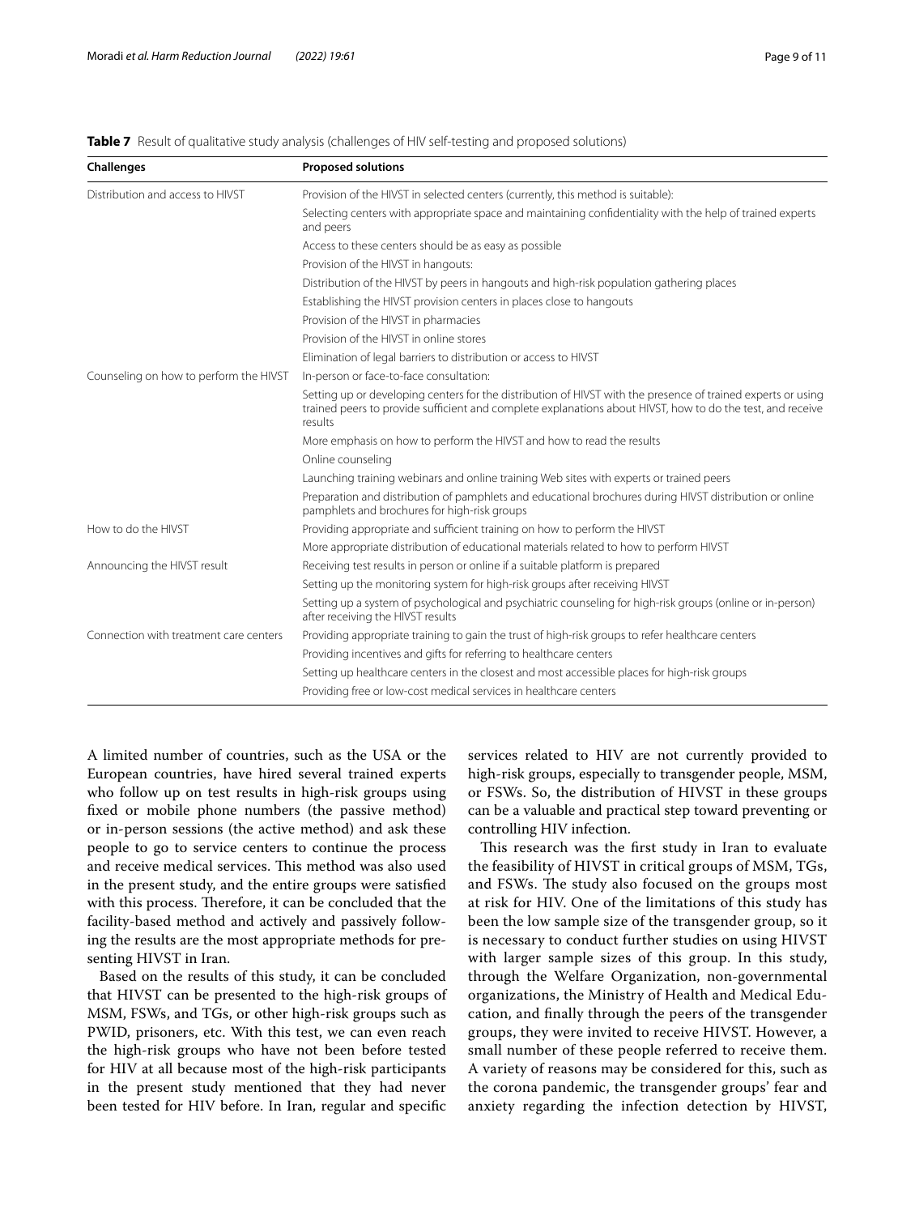**Table 7** Result of qualitative study analysis (challenges of HIV self-testing and proposed solutions)

| Challenges | Proposed solutions |
|---|---|
| Distribution and access to HIVST | Provision of the HIVST in selected centers (currently, this method is suitable): |
| | Selecting centers with appropriate space and maintaining confidentiality with the help of trained experts and peers |
| | Access to these centers should be as easy as possible |
| | Provision of the HIVST in hangouts: |
| | Distribution of the HIVST by peers in hangouts and high-risk population gathering places |
| | Establishing the HIVST provision centers in places close to hangouts |
| | Provision of the HIVST in pharmacies |
| | Provision of the HIVST in online stores |
| | Elimination of legal barriers to distribution or access to HIVST |
| Counseling on how to perform the HIVST | In-person or face-to-face consultation: |
| | Setting up or developing centers for the distribution of HIVST with the presence of trained experts or using trained peers to provide sufficient and complete explanations about HIVST, how to do the test, and receive results |
| | More emphasis on how to perform the HIVST and how to read the results |
| | Online counseling |
| | Launching training webinars and online training Web sites with experts or trained peers |
| | Preparation and distribution of pamphlets and educational brochures during HIVST distribution or online pamphlets and brochures for high-risk groups |
| How to do the HIVST | Providing appropriate and sufficient training on how to perform the HIVST |
| | More appropriate distribution of educational materials related to how to perform HIVST |
| Announcing the HIVST result | Receiving test results in person or online if a suitable platform is prepared |
| | Setting up the monitoring system for high-risk groups after receiving HIVST |
| | Setting up a system of psychological and psychiatric counseling for high-risk groups (online or in-person) after receiving the HIVST results |
| Connection with treatment care centers | Providing appropriate training to gain the trust of high-risk groups to refer healthcare centers |
| | Providing incentives and gifts for referring to healthcare centers |
| | Setting up healthcare centers in the closest and most accessible places for high-risk groups |
| | Providing free or low-cost medical services in healthcare centers |

A limited number of countries, such as the USA or the European countries, have hired several trained experts who follow up on test results in high-risk groups using fixed or mobile phone numbers (the passive method) or in-person sessions (the active method) and ask these people to go to service centers to continue the process and receive medical services. This method was also used in the present study, and the entire groups were satisfied with this process. Therefore, it can be concluded that the facility-based method and actively and passively following the results are the most appropriate methods for presenting HIVST in Iran.

Based on the results of this study, it can be concluded that HIVST can be presented to the high-risk groups of MSM, FSWs, and TGs, or other high-risk groups such as PWID, prisoners, etc. With this test, we can even reach the high-risk groups who have not been before tested for HIV at all because most of the high-risk participants in the present study mentioned that they had never been tested for HIV before. In Iran, regular and specific services related to HIV are not currently provided to high-risk groups, especially to transgender people, MSM, or FSWs. So, the distribution of HIVST in these groups can be a valuable and practical step toward preventing or controlling HIV infection.

This research was the first study in Iran to evaluate the feasibility of HIVST in critical groups of MSM, TGs, and FSWs. The study also focused on the groups most at risk for HIV. One of the limitations of this study has been the low sample size of the transgender group, so it is necessary to conduct further studies on using HIVST with larger sample sizes of this group. In this study, through the Welfare Organization, non-governmental organizations, the Ministry of Health and Medical Education, and finally through the peers of the transgender groups, they were invited to receive HIVST. However, a small number of these people referred to receive them. A variety of reasons may be considered for this, such as the corona pandemic, the transgender groups' fear and anxiety regarding the infection detection by HIVST,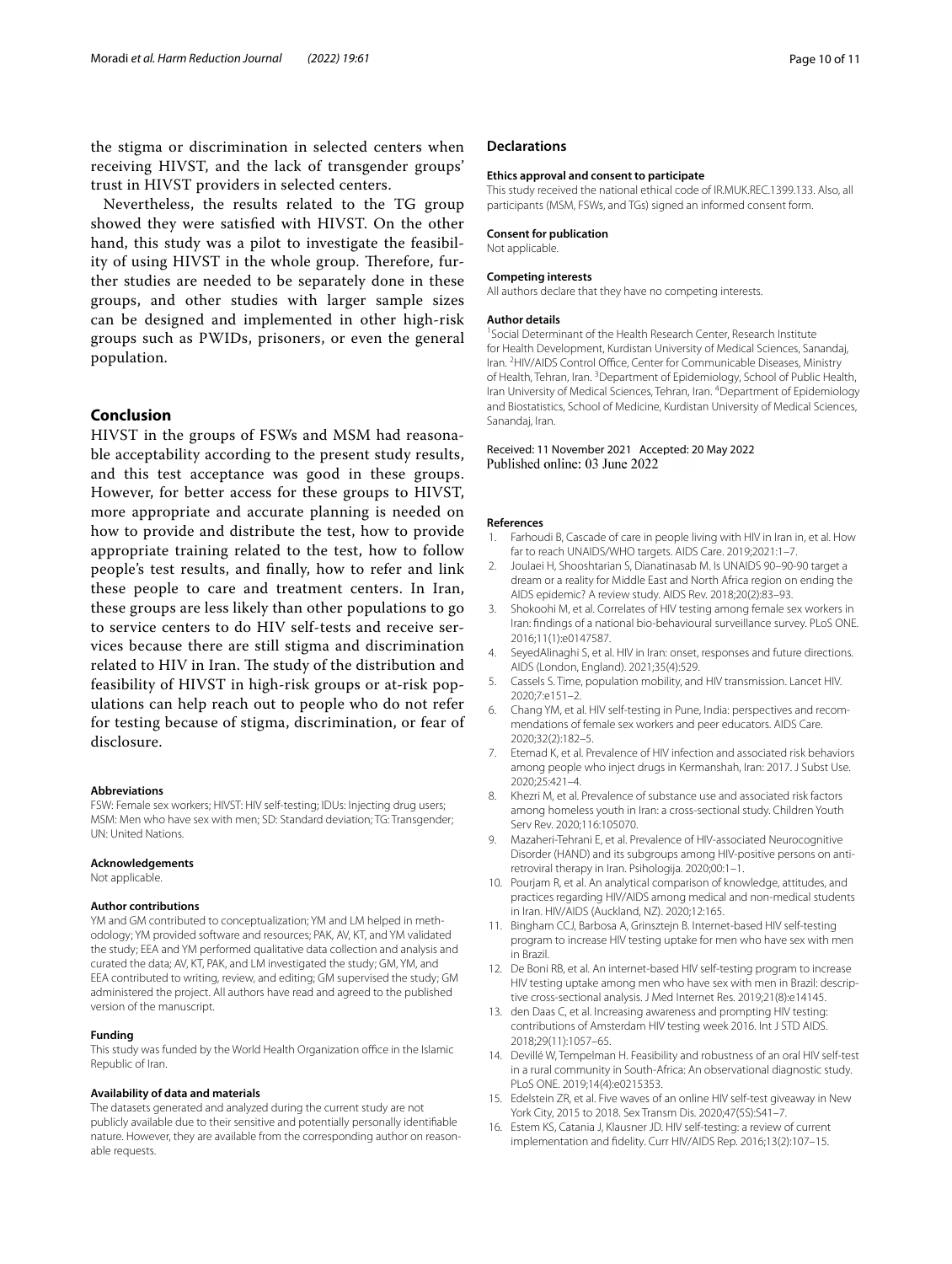the stigma or discrimination in selected centers when receiving HIVST, and the lack of transgender groups' trust in HIVST providers in selected centers.

Nevertheless, the results related to the TG group showed they were satisfied with HIVST. On the other hand, this study was a pilot to investigate the feasibility of using HIVST in the whole group. Therefore, further studies are needed to be separately done in these groups, and other studies with larger sample sizes can be designed and implemented in other high-risk groups such as PWIDs, prisoners, or even the general population.

## Conclusion

HIVST in the groups of FSWs and MSM had reasonable acceptability according to the present study results, and this test acceptance was good in these groups. However, for better access for these groups to HIVST, more appropriate and accurate planning is needed on how to provide and distribute the test, how to provide appropriate training related to the test, how to follow people's test results, and finally, how to refer and link these people to care and treatment centers. In Iran, these groups are less likely than other populations to go to service centers to do HIV self-tests and receive services because there are still stigma and discrimination related to HIV in Iran. The study of the distribution and feasibility of HIVST in high-risk groups or at-risk populations can help reach out to people who do not refer for testing because of stigma, discrimination, or fear of disclosure.

#### Abbreviations

FSW: Female sex workers; HIVST: HIV self-testing; IDUs: Injecting drug users; MSM: Men who have sex with men; SD: Standard deviation; TG: Transgender; UN: United Nations.

#### Acknowledgements

Not applicable.

#### Author contributions

YM and GM contributed to conceptualization; YM and LM helped in methodology; YM provided software and resources; PAK, AV, KT, and YM validated the study; EEA and YM performed qualitative data collection and analysis and curated the data; AV, KT, PAK, and LM investigated the study; GM, YM, and EEA contributed to writing, review, and editing; GM supervised the study; GM administered the project. All authors have read and agreed to the published version of the manuscript.

#### Funding

This study was funded by the World Health Organization office in the Islamic Republic of Iran.

#### Availability of data and materials

The datasets generated and analyzed during the current study are not publicly available due to their sensitive and potentially personally identifiable nature. However, they are available from the corresponding author on reasonable requests.

### Declarations

#### Ethics approval and consent to participate

This study received the national ethical code of IR.MUK.REC.1399.133. Also, all participants (MSM, FSWs, and TGs) signed an informed consent form.

#### Consent for publication

Not applicable.

#### Competing interests

All authors declare that they have no competing interests.

#### Author details

[1]Social Determinant of the Health Research Center, Research Institute for Health Development, Kurdistan University of Medical Sciences, Sanandaj, Iran. [2]HIV/AIDS Control Office, Center for Communicable Diseases, Ministry of Health, Tehran, Iran. [3]Department of Epidemiology, School of Public Health, Iran University of Medical Sciences, Tehran, Iran. [4]Department of Epidemiology and Biostatistics, School of Medicine, Kurdistan University of Medical Sciences, Sanandaj, Iran.

Received: 11 November 2021 Accepted: 20 May 2022
Published online: 03 June 2022

#### References

1. Farhoudi B, Cascade of care in people living with HIV in Iran in, et al. How far to reach UNAIDS/WHO targets. AIDS Care. 2019;2021:1–7.
2. Joulaei H, Shooshtarian S, Dianatinasab M. Is UNAIDS 90–90-90 target a dream or a reality for Middle East and North Africa region on ending the AIDS epidemic? A review study. AIDS Rev. 2018;20(2):83–93.
3. Shokoohi M, et al. Correlates of HIV testing among female sex workers in Iran: findings of a national bio-behavioural surveillance survey. PLoS ONE. 2016;11(1):e0147587.
4. SeyedAlinaghi S, et al. HIV in Iran: onset, responses and future directions. AIDS (London, England). 2021;35(4):529.
5. Cassels S. Time, population mobility, and HIV transmission. Lancet HIV. 2020;7:e151–2.
6. Chang YM, et al. HIV self-testing in Pune, India: perspectives and recommendations of female sex workers and peer educators. AIDS Care. 2020;32(2):182–5.
7. Etemad K, et al. Prevalence of HIV infection and associated risk behaviors among people who inject drugs in Kermanshah, Iran: 2017. J Subst Use. 2020;25:421–4.
8. Khezri M, et al. Prevalence of substance use and associated risk factors among homeless youth in Iran: a cross-sectional study. Children Youth Serv Rev. 2020;116:105070.
9. Mazaheri-Tehrani E, et al. Prevalence of HIV-associated Neurocognitive Disorder (HAND) and its subgroups among HIV-positive persons on antiretroviral therapy in Iran. Psihologija. 2020;00:1–1.
10. Pourjam R, et al. An analytical comparison of knowledge, attitudes, and practices regarding HIV/AIDS among medical and non-medical students in Iran. HIV/AIDS (Auckland, NZ). 2020;12:165.
11. Bingham CCJ, Barbosa A, Grinsztejn B. Internet-based HIV self-testing program to increase HIV testing uptake for men who have sex with men in Brazil.
12. De Boni RB, et al. An internet-based HIV self-testing program to increase HIV testing uptake among men who have sex with men in Brazil: descriptive cross-sectional analysis. J Med Internet Res. 2019;21(8):e14145.
13. den Daas C, et al. Increasing awareness and prompting HIV testing: contributions of Amsterdam HIV testing week 2016. Int J STD AIDS. 2018;29(11):1057–65.
14. Devillé W, Tempelman H. Feasibility and robustness of an oral HIV self-test in a rural community in South-Africa: An observational diagnostic study. PLoS ONE. 2019;14(4):e0215353.
15. Edelstein ZR, et al. Five waves of an online HIV self-test giveaway in New York City, 2015 to 2018. Sex Transm Dis. 2020;47(5S):S41–7.
16. Estem KS, Catania J, Klausner JD. HIV self-testing: a review of current implementation and fidelity. Curr HIV/AIDS Rep. 2016;13(2):107–15.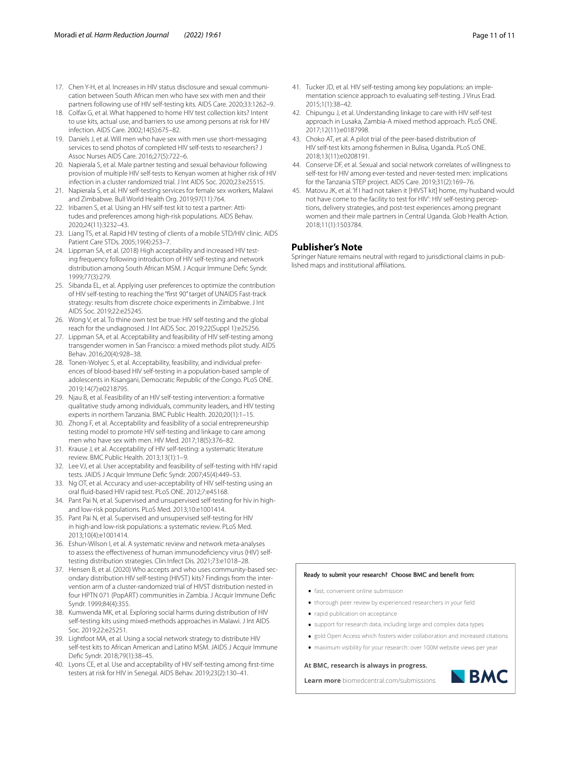17. Chen Y-H, et al. Increases in HIV status disclosure and sexual communication between South African men who have sex with men and their partners following use of HIV self-testing kits. AIDS Care. 2020;33:1262–9.
18. Colfax G, et al. What happened to home HIV test collection kits? Intent to use kits, actual use, and barriers to use among persons at risk for HIV infection. AIDS Care. 2002;14(5):675–82.
19. Daniels J, et al. Will men who have sex with men use short-messaging services to send photos of completed HIV self-tests to researchers? J Assoc Nurses AIDS Care. 2016;27(5):722–6.
20. Napierala S, et al. Male partner testing and sexual behaviour following provision of multiple HIV self-tests to Kenyan women at higher risk of HIV infection in a cluster randomized trial. J Int AIDS Soc. 2020;23:e25515.
21. Napierala S, et al. HIV self-testing services for female sex workers, Malawi and Zimbabwe. Bull World Health Org. 2019;97(11):764.
22. Iribarren S, et al. Using an HIV self-test kit to test a partner: Attitudes and preferences among high-risk populations. AIDS Behav. 2020;24(11):3232–43.
23. Liang TS, et al. Rapid HIV testing of clients of a mobile STD/HIV clinic. AIDS Patient Care STDs. 2005;19(4):253–7.
24. Lippman SA, et al. (2018) High acceptability and increased HIV testing frequency following introduction of HIV self-testing and network distribution among South African MSM. J Acquir Immune Defic Syndr. 1999;77(3):279.
25. Sibanda EL, et al. Applying user preferences to optimize the contribution of HIV self-testing to reaching the "first 90" target of UNAIDS Fast-track strategy: results from discrete choice experiments in Zimbabwe. J Int AIDS Soc. 2019;22:e25245.
26. Wong V, et al. To thine own test be true: HIV self-testing and the global reach for the undiagnosed. J Int AIDS Soc. 2019;22(Suppl 1):e25256.
27. Lippman SA, et al. Acceptability and feasibility of HIV self-testing among transgender women in San Francisco: a mixed methods pilot study. AIDS Behav. 2016;20(4):928–38.
28. Tonen-Wolyec S, et al. Acceptability, feasibility, and individual preferences of blood-based HIV self-testing in a population-based sample of adolescents in Kisangani, Democratic Republic of the Congo. PLoS ONE. 2019;14(7):e0218795.
29. Njau B, et al. Feasibility of an HIV self-testing intervention: a formative qualitative study among individuals, community leaders, and HIV testing experts in northern Tanzania. BMC Public Health. 2020;20(1):1–15.
30. Zhong F, et al. Acceptability and feasibility of a social entrepreneurship testing model to promote HIV self-testing and linkage to care among men who have sex with men. HIV Med. 2017;18(5):376–82.
31. Krause J, et al. Acceptability of HIV self-testing: a systematic literature review. BMC Public Health. 2013;13(1):1–9.
32. Lee VJ, et al. User acceptability and feasibility of self-testing with HIV rapid tests. JAIDS J Acquir Immune Defic Syndr. 2007;45(4):449–53.
33. Ng OT, et al. Accuracy and user-acceptability of HIV self-testing using an oral fluid-based HIV rapid test. PLoS ONE. 2012;7:e45168.
34. Pant Pai N, et al. Supervised and unsupervised self-testing for hiv in high- and low-risk populations. PLoS Med. 2013;10:e1001414.
35. Pant Pai N, et al. Supervised and unsupervised self-testing for HIV in high-and low-risk populations: a systematic review. PLoS Med. 2013;10(4):e1001414.
36. Eshun-Wilson I, et al. A systematic review and network meta-analyses to assess the effectiveness of human immunodeficiency virus (HIV) self-testing distribution strategies. Clin Infect Dis. 2021;73:e1018–28.
37. Hensen B, et al. (2020) Who accepts and who uses community-based secondary distribution HIV self-testing (HIVST) kits? Findings from the intervention arm of a cluster-randomized trial of HIVST distribution nested in four HPTN 071 (PopART) communities in Zambia. J Acquir Immune Defic Syndr. 1999;84(4):355.
38. Kumwenda MK, et al. Exploring social harms during distribution of HIV self-testing kits using mixed-methods approaches in Malawi. J Int AIDS Soc. 2019;22:e25251.
39. Lightfoot MA, et al. Using a social network strategy to distribute HIV self-test kits to African American and Latino MSM. JAIDS J Acquir Immune Defic Syndr. 2018;79(1):38–45.
40. Lyons CE, et al. Use and acceptability of HIV self-testing among first-time testers at risk for HIV in Senegal. AIDS Behav. 2019;23(2):130–41.
41. Tucker JD, et al. HIV self-testing among key populations: an implementation science approach to evaluating self-testing. J Virus Erad. 2015;1(1):38–42.
42. Chipungu J, et al. Understanding linkage to care with HIV self-test approach in Lusaka, Zambia-A mixed method approach. PLoS ONE. 2017;12(11):e0187998.
43. Choko AT, et al. A pilot trial of the peer-based distribution of HIV self-test kits among fishermen in Bulisa, Uganda. PLoS ONE. 2018;13(11):e0208191.
44. Conserve DF, et al. Sexual and social network correlates of willingness to self-test for HIV among ever-tested and never-tested men: implications for the Tanzania STEP project. AIDS Care. 2019;31(2):169–76.
45. Matovu JK, et al. 'If I had not taken it [HIVST kit] home, my husband would not have come to the facility to test for HIV': HIV self-testing perceptions, delivery strategies, and post-test experiences among pregnant women and their male partners in Central Uganda. Glob Health Action. 2018;11(1):1503784.

## Publisher's Note

Springer Nature remains neutral with regard to jurisdictional claims in published maps and institutional affiliations.

Ready to submit your research? Choose BMC and benefit from:

- fast, convenient online submission
- thorough peer review by experienced researchers in your field
- rapid publication on acceptance
- support for research data, including large and complex data types
- gold Open Access which fosters wider collaboration and increased citations
- maximum visibility for your research: over 100M website views per year

**At BMC, research is always in progress.**

**Learn more** biomedcentral.com/submissions

BMC